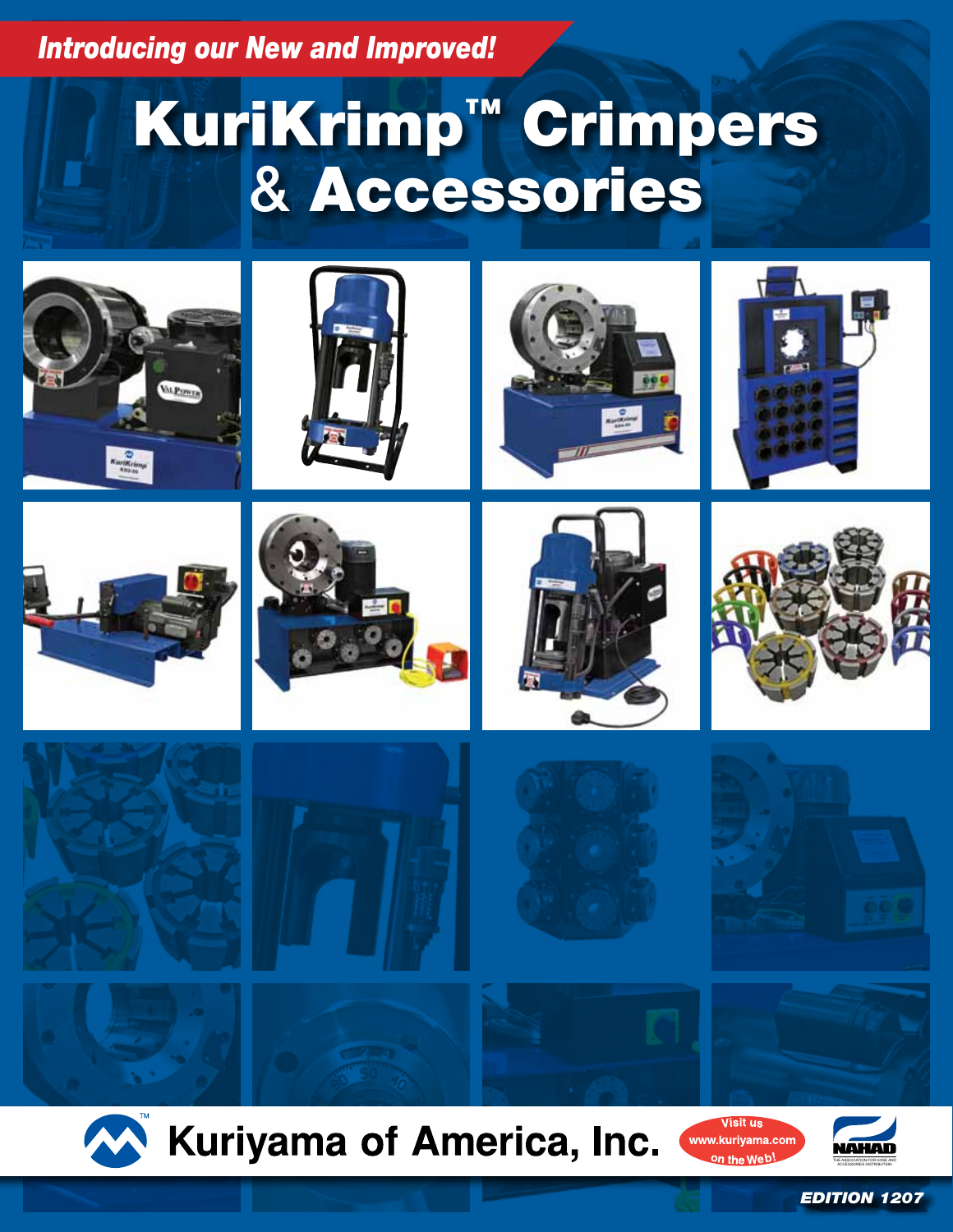*Introducing our New and Improved!*

# KuriKrimp™ Crimpers & Accessories

Kuriyama of America, Inc.

Visit us www.kuriyama.com on the Web!

NAHAD THE ASSOCIATION FOR HOSE AND ACCESSORIES DISTRIBUTION

**EDITION 1207**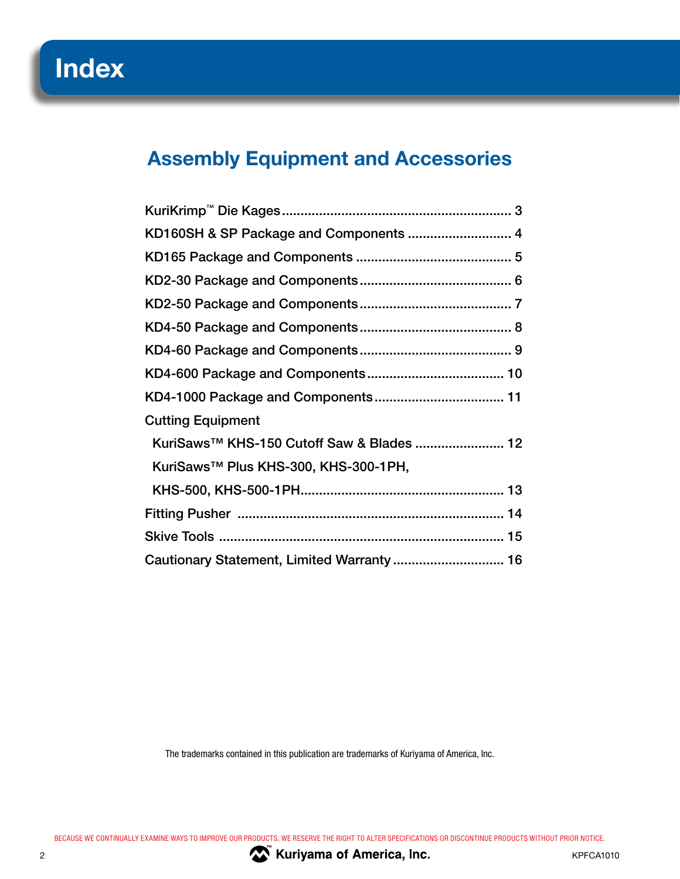# Index

## Assembly Equipment and Accessories

KuriKrimp™ Die Kages ............................................................. 3

KD160SH & SP Package and Components ............................ 4

KD165 Package and Components .......................................... 5

KD2-30 Package and Components ......................................... 6

KD2-50 Package and Components ......................................... 7

KD4-50 Package and Components ......................................... 8

KD4-60 Package and Components ......................................... 9

KD4-600 Package and Components ..................................... 10

KD4-1000 Package and Components ................................... 11

Cutting Equipment

KuriSaws™ KHS-150 Cutoff Saw & Blades ........................ 12

KuriSaws™ Plus KHS-300, KHS-300-1PH,

KHS-500, KHS-500-1PH...................................................... 13

Fitting Pusher ....................................................................... 14

Skive Tools ........................................................................... 15

Cautionary Statement, Limited Warranty .............................. 16

The trademarks contained in this publication are trademarks of Kuriyama of America, Inc.

BECAUSE WE CONTINUALLY EXAMINE WAYS TO IMPROVE OUR PRODUCTS, WE RESERVE THE RIGHT TO ALTER SPECIFICATIONS OR DISCONTINUE PRODUCTS WITHOUT PRIOR NOTICE.

Kuriyama of America, Inc.

KPFCA1010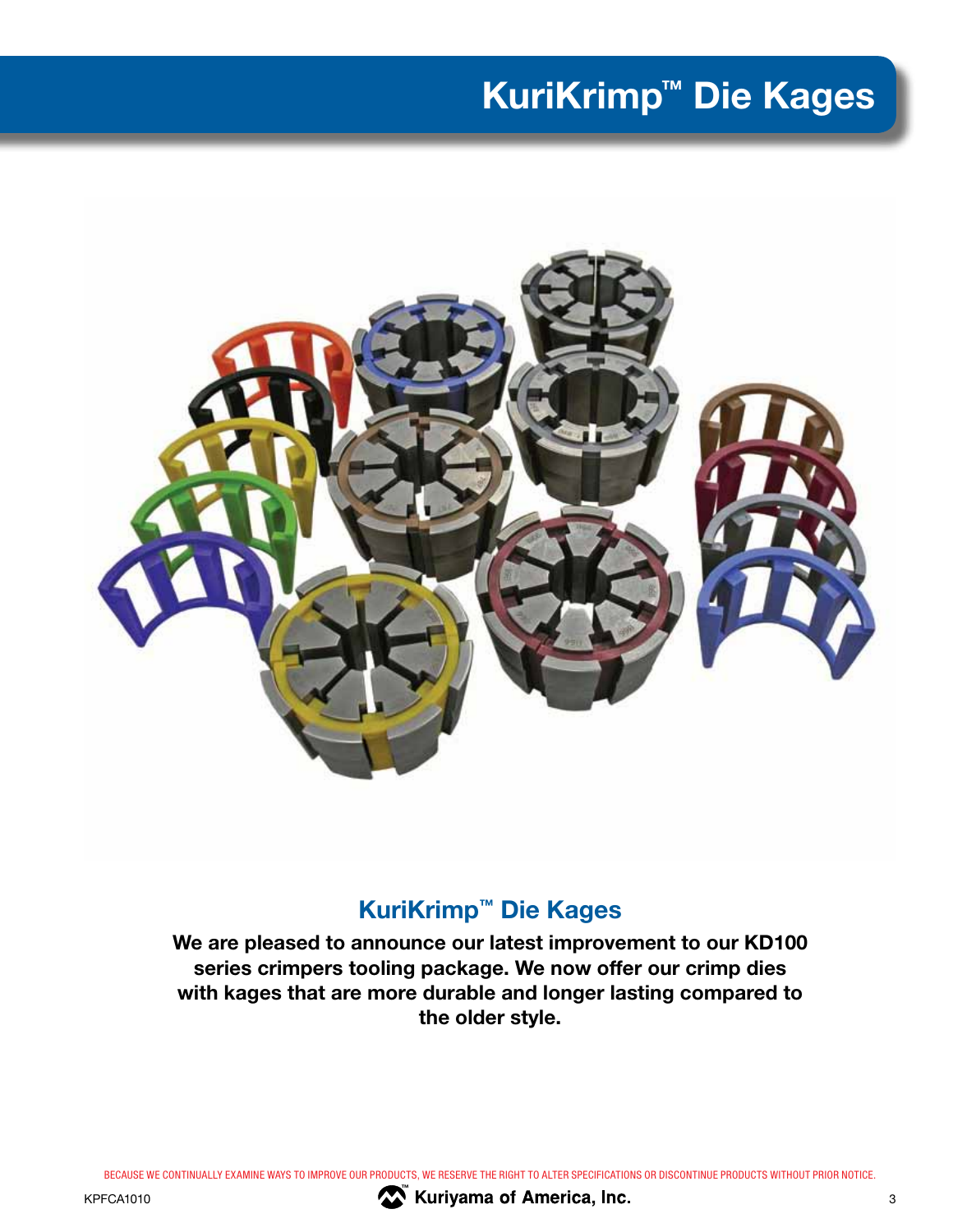# KuriKrimp™ Die Kages

## KuriKrimp™ Die Kages

**We are pleased to announce our latest improvement to our KD100 series crimpers tooling package. We now offer our crimp dies with kages that are more durable and longer lasting compared to the older style.**

BECAUSE WE CONTINUALLY EXAMINE WAYS TO IMPROVE OUR PRODUCTS, WE RESERVE THE RIGHT TO ALTER SPECIFICATIONS OR DISCONTINUE PRODUCTS WITHOUT PRIOR NOTICE.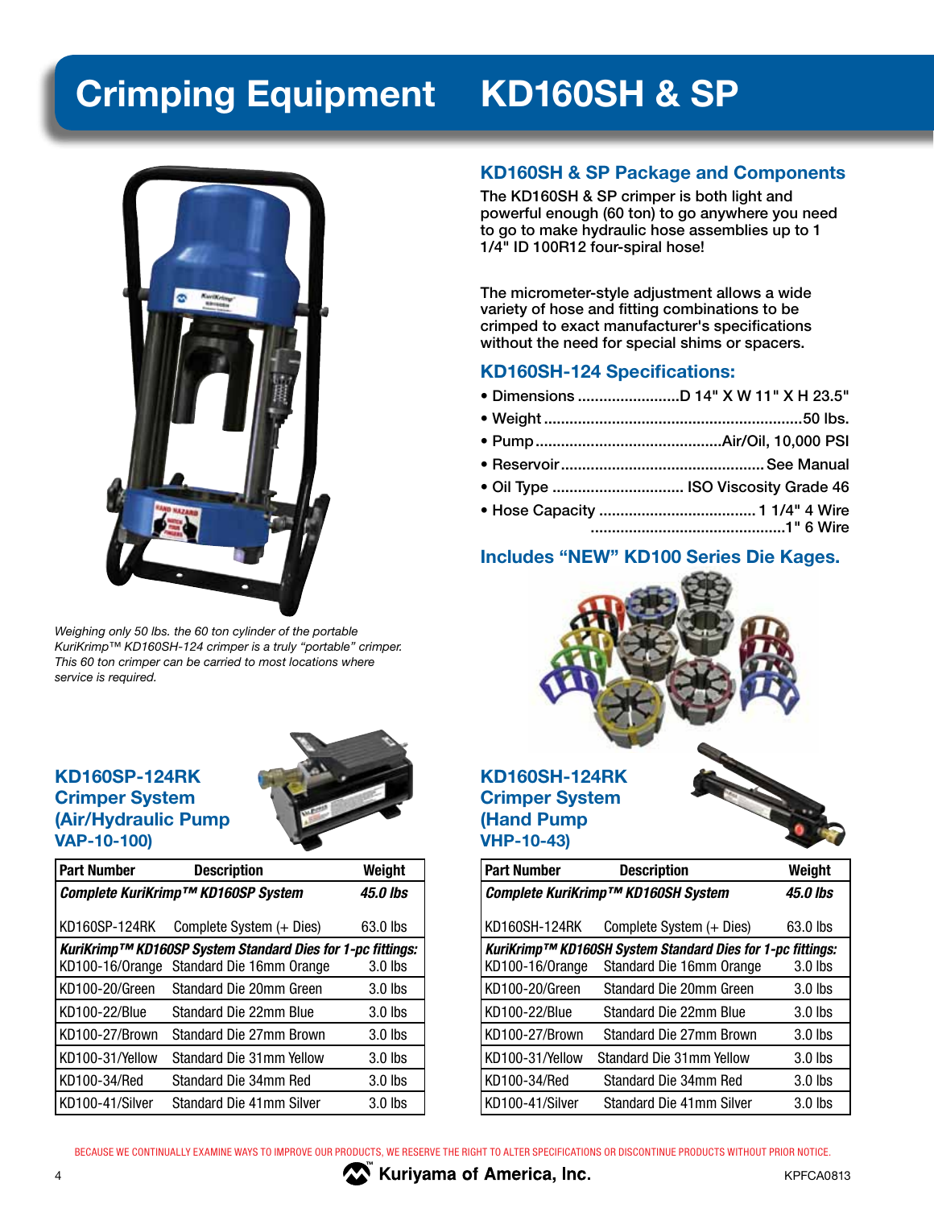# Crimping Equipment KD160SH & SP

*Weighing only 50 lbs. the 60 ton cylinder of the portable KuriKrimp™ KD160SH-124 crimper is a truly "portable" crimper. This 60 ton crimper can be carried to most locations where service is required.*

## KD160SH & SP Package and Components

The KD160SH & SP crimper is both light and powerful enough (60 ton) to go anywhere you need to go to make hydraulic hose assemblies up to 1 1/4" ID 100R12 four-spiral hose!

The micrometer-style adjustment allows a wide variety of hose and fitting combinations to be crimped to exact manufacturer's specifications without the need for special shims or spacers.

## KD160SH-124 Specifications:

- Dimensions ........................D 14" X W 11" X H 23.5"
- Weight ............................................................50 lbs.
- Pump...........................................Air/Oil, 10,000 PSI
- Reservoir............................................... See Manual
- Oil Type .............................. ISO Viscosity Grade 46
- Hose Capacity .................................... 1 1/4" 4 Wire
  .............................................1" 6 Wire

## Includes "NEW" KD100 Series Die Kages.

## KD160SP-124RK Crimper System (Air/Hydraulic Pump VAP-10-100)

| Part Number | Description | Weight |
|---|---|---|
| ***Complete KuriKrimp™ KD160SP System*** | | ***45.0 lbs*** |
| KD160SP-124RK | Complete System (+ Dies) | 63.0 lbs |
| ***KuriKrimp™ KD160SP System Standard Dies for 1-pc fittings:*** | | |
| KD100-16/Orange | Standard Die 16mm Orange | 3.0 lbs |
| KD100-20/Green | Standard Die 20mm Green | 3.0 lbs |
| KD100-22/Blue | Standard Die 22mm Blue | 3.0 lbs |
| KD100-27/Brown | Standard Die 27mm Brown | 3.0 lbs |
| KD100-31/Yellow | Standard Die 31mm Yellow | 3.0 lbs |
| KD100-34/Red | Standard Die 34mm Red | 3.0 lbs |
| KD100-41/Silver | Standard Die 41mm Silver | 3.0 lbs |

## KD160SH-124RK Crimper System (Hand Pump VHP-10-43)

| Part Number | Description | Weight |
|---|---|---|
| ***Complete KuriKrimp™ KD160SH System*** | | ***45.0 lbs*** |
| KD160SH-124RK | Complete System (+ Dies) | 63.0 lbs |
| ***KuriKrimp™ KD160SH System Standard Dies for 1-pc fittings:*** | | |
| KD100-16/Orange | Standard Die 16mm Orange | 3.0 lbs |
| KD100-20/Green | Standard Die 20mm Green | 3.0 lbs |
| KD100-22/Blue | Standard Die 22mm Blue | 3.0 lbs |
| KD100-27/Brown | Standard Die 27mm Brown | 3.0 lbs |
| KD100-31/Yellow | Standard Die 31mm Yellow | 3.0 lbs |
| KD100-34/Red | Standard Die 34mm Red | 3.0 lbs |
| KD100-41/Silver | Standard Die 41mm Silver | 3.0 lbs |

BECAUSE WE CONTINUALLY EXAMINE WAYS TO IMPROVE OUR PRODUCTS, WE RESERVE THE RIGHT TO ALTER SPECIFICATIONS OR DISCONTINUE PRODUCTS WITHOUT PRIOR NOTICE.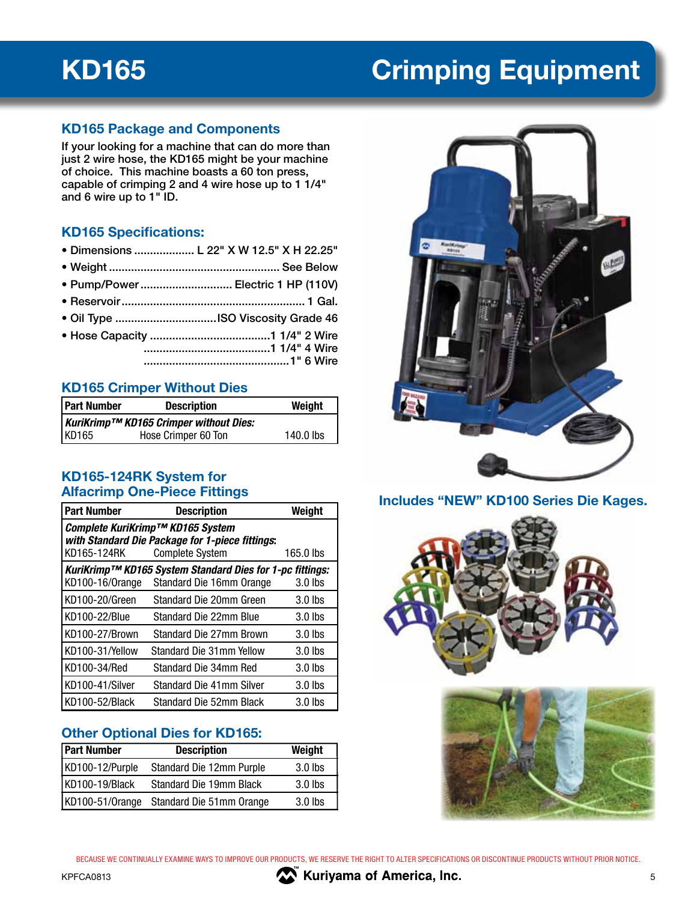# KD165 Crimping Equipment

## KD165 Package and Components

If your looking for a machine that can do more than just 2 wire hose, the KD165 might be your machine of choice. This machine boasts a 60 ton press, capable of crimping 2 and 4 wire hose up to 1 1/4" and 6 wire up to 1" ID.

## KD165 Specifications:

- Dimensions .................. L 22" X W 12.5" X H 22.25"
- Weight .................................................... See Below
- Pump/Power ............................ Electric 1 HP (110V)
- Reservoir ......................................................... 1 Gal.
- Oil Type ................................ISO Viscosity Grade 46
- Hose Capacity .....................................1 1/4" 2 Wire
  .......................................1 1/4" 4 Wire
  .............................................1" 6 Wire

## KD165 Crimper Without Dies

| Part Number | Description | Weight |
|---|---|---|
| ***KuriKrimp™ KD165 Crimper without Dies:*** | | |
| KD165 | Hose Crimper 60 Ton | 140.0 lbs |

## KD165-124RK System for Alfacrimp One-Piece Fittings

| Part Number | Description | Weight |
|---|---|---|
| ***Complete KuriKrimp™ KD165 System with Standard Die Package for 1-piece fittings:*** | | |
| KD165-124RK | Complete System | 165.0 lbs |
| ***KuriKrimp™ KD165 System Standard Dies for 1-pc fittings:*** | | |
| KD100-16/Orange | Standard Die 16mm Orange | 3.0 lbs |
| KD100-20/Green | Standard Die 20mm Green | 3.0 lbs |
| KD100-22/Blue | Standard Die 22mm Blue | 3.0 lbs |
| KD100-27/Brown | Standard Die 27mm Brown | 3.0 lbs |
| KD100-31/Yellow | Standard Die 31mm Yellow | 3.0 lbs |
| KD100-34/Red | Standard Die 34mm Red | 3.0 lbs |
| KD100-41/Silver | Standard Die 41mm Silver | 3.0 lbs |
| KD100-52/Black | Standard Die 52mm Black | 3.0 lbs |

## Other Optional Dies for KD165:

| Part Number | Description | Weight |
|---|---|---|
| KD100-12/Purple | Standard Die 12mm Purple | 3.0 lbs |
| KD100-19/Black | Standard Die 19mm Black | 3.0 lbs |
| KD100-51/Orange | Standard Die 51mm Orange | 3.0 lbs |

**Includes "NEW" KD100 Series Die Kages.**

BECAUSE WE CONTINUALLY EXAMINE WAYS TO IMPROVE OUR PRODUCTS, WE RESERVE THE RIGHT TO ALTER SPECIFICATIONS OR DISCONTINUE PRODUCTS WITHOUT PRIOR NOTICE.

KPFCA0813 Kuriyama of America, Inc.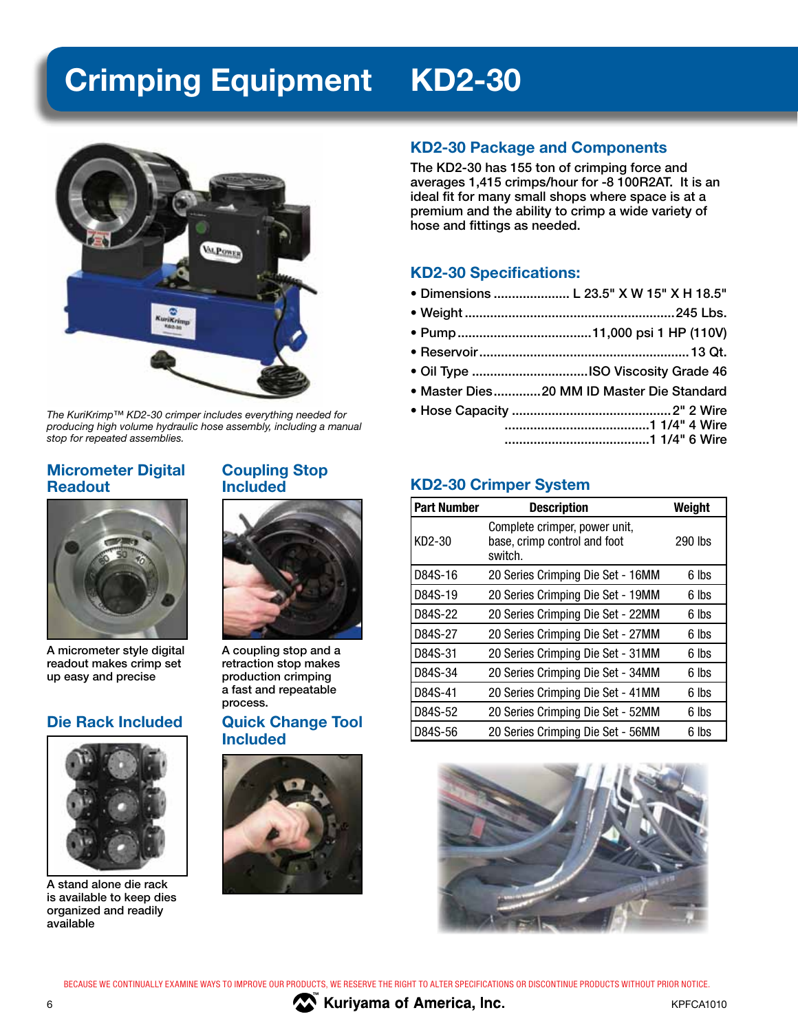# Crimping Equipment KD2-30

*The KuriKrimp™ KD2-30 crimper includes everything needed for producing high volume hydraulic hose assembly, including a manual stop for repeated assemblies.*

## Micrometer Digital Readout

A micrometer style digital readout makes crimp set up easy and precise

## Coupling Stop Included

A coupling stop and a retraction stop makes production crimping a fast and repeatable process.

## Die Rack Included

A stand alone die rack is available to keep dies organized and readily available

## Quick Change Tool Included

## KD2-30 Package and Components

The KD2-30 has 155 ton of crimping force and averages 1,415 crimps/hour for -8 100R2AT. It is an ideal fit for many small shops where space is at a premium and the ability to crimp a wide variety of hose and fittings as needed.

## KD2-30 Specifications:

- Dimensions .................... L 23.5" X W 15" X H 18.5"
- Weight ........................................................245 Lbs.
- Pump.....................................11,000 psi 1 HP (110V)
- Reservoir..........................................................13 Qt.
- Oil Type ................................ISO Viscosity Grade 46
- Master Dies.............20 MM ID Master Die Standard
- Hose Capacity ............................................2" 2 Wire
  ........................................1 1/4" 4 Wire
  ........................................1 1/4" 6 Wire

## KD2-30 Crimper System

| Part Number | Description | Weight |
|---|---|---|
| KD2-30 | Complete crimper, power unit, base, crimp control and foot switch. | 290 lbs |
| D84S-16 | 20 Series Crimping Die Set - 16MM | 6 lbs |
| D84S-19 | 20 Series Crimping Die Set - 19MM | 6 lbs |
| D84S-22 | 20 Series Crimping Die Set - 22MM | 6 lbs |
| D84S-27 | 20 Series Crimping Die Set - 27MM | 6 lbs |
| D84S-31 | 20 Series Crimping Die Set - 31MM | 6 lbs |
| D84S-34 | 20 Series Crimping Die Set - 34MM | 6 lbs |
| D84S-41 | 20 Series Crimping Die Set - 41MM | 6 lbs |
| D84S-52 | 20 Series Crimping Die Set - 52MM | 6 lbs |
| D84S-56 | 20 Series Crimping Die Set - 56MM | 6 lbs |

BECAUSE WE CONTINUALLY EXAMINE WAYS TO IMPROVE OUR PRODUCTS, WE RESERVE THE RIGHT TO ALTER SPECIFICATIONS OR DISCONTINUE PRODUCTS WITHOUT PRIOR NOTICE.

Kuriyama of America, Inc.

KPFCA1010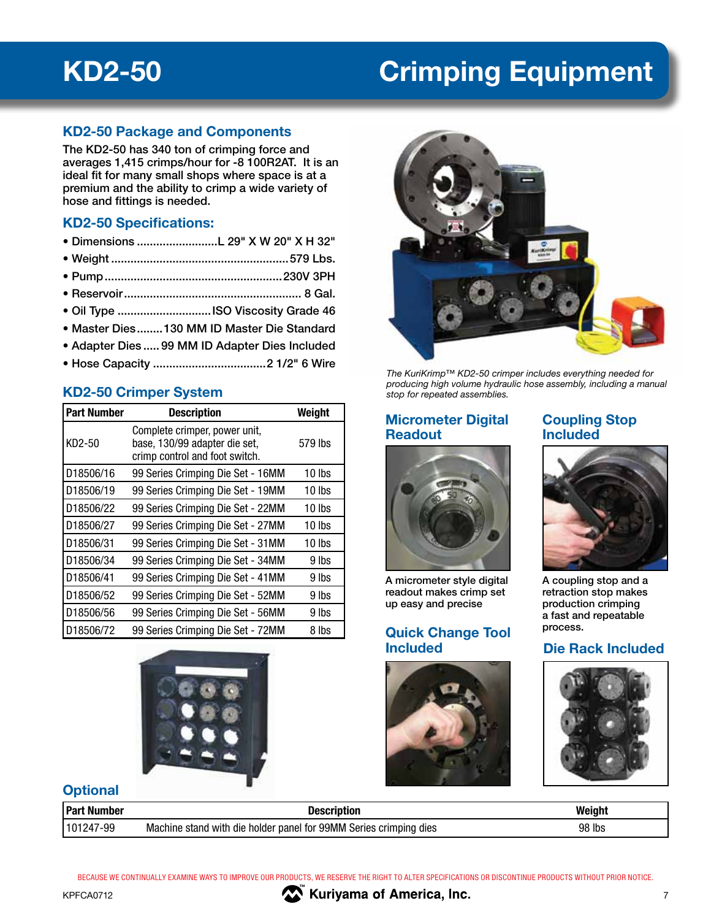# KD2-50 Crimping Equipment

## KD2-50 Package and Components

The KD2-50 has 340 ton of crimping force and averages 1,415 crimps/hour for -8 100R2AT. It is an ideal fit for many small shops where space is at a premium and the ability to crimp a wide variety of hose and fittings is needed.

## KD2-50 Specifications:

- Dimensions ........................L 29" X W 20" X H 32"
- Weight ........................................579 Lbs.
- Pump ........................................230V 3PH
- Reservoir ........................................ 8 Gal.
- Oil Type .............................ISO Viscosity Grade 46
- Master Dies........130 MM ID Master Die Standard
- Adapter Dies ..... 99 MM ID Adapter Dies Included
- Hose Capacity ..................................2 1/2" 6 Wire

*The KuriKrimp™ KD2-50 crimper includes everything needed for producing high volume hydraulic hose assembly, including a manual stop for repeated assemblies.*

## KD2-50 Crimper System

| Part Number | Description | Weight |
|---|---|---|
| KD2-50 | Complete crimper, power unit, base, 130/99 adapter die set, crimp control and foot switch. | 579 lbs |
| D18506/16 | 99 Series Crimping Die Set - 16MM | 10 lbs |
| D18506/19 | 99 Series Crimping Die Set - 19MM | 10 lbs |
| D18506/22 | 99 Series Crimping Die Set - 22MM | 10 lbs |
| D18506/27 | 99 Series Crimping Die Set - 27MM | 10 lbs |
| D18506/31 | 99 Series Crimping Die Set - 31MM | 10 lbs |
| D18506/34 | 99 Series Crimping Die Set - 34MM | 9 lbs |
| D18506/41 | 99 Series Crimping Die Set - 41MM | 9 lbs |
| D18506/52 | 99 Series Crimping Die Set - 52MM | 9 lbs |
| D18506/56 | 99 Series Crimping Die Set - 56MM | 9 lbs |
| D18506/72 | 99 Series Crimping Die Set - 72MM | 8 lbs |

## Micrometer Digital Readout

A micrometer style digital readout makes crimp set up easy and precise

## Coupling Stop Included

A coupling stop and a retraction stop makes production crimping a fast and repeatable process.

## Quick Change Tool Included

## Die Rack Included

## Optional

| Part Number | Description | Weight |
|---|---|---|
| 101247-99 | Machine stand with die holder panel for 99MM Series crimping dies | 98 lbs |

BECAUSE WE CONTINUALLY EXAMINE WAYS TO IMPROVE OUR PRODUCTS, WE RESERVE THE RIGHT TO ALTER SPECIFICATIONS OR DISCONTINUE PRODUCTS WITHOUT PRIOR NOTICE.

KPFCA0712

Kuriyama of America, Inc.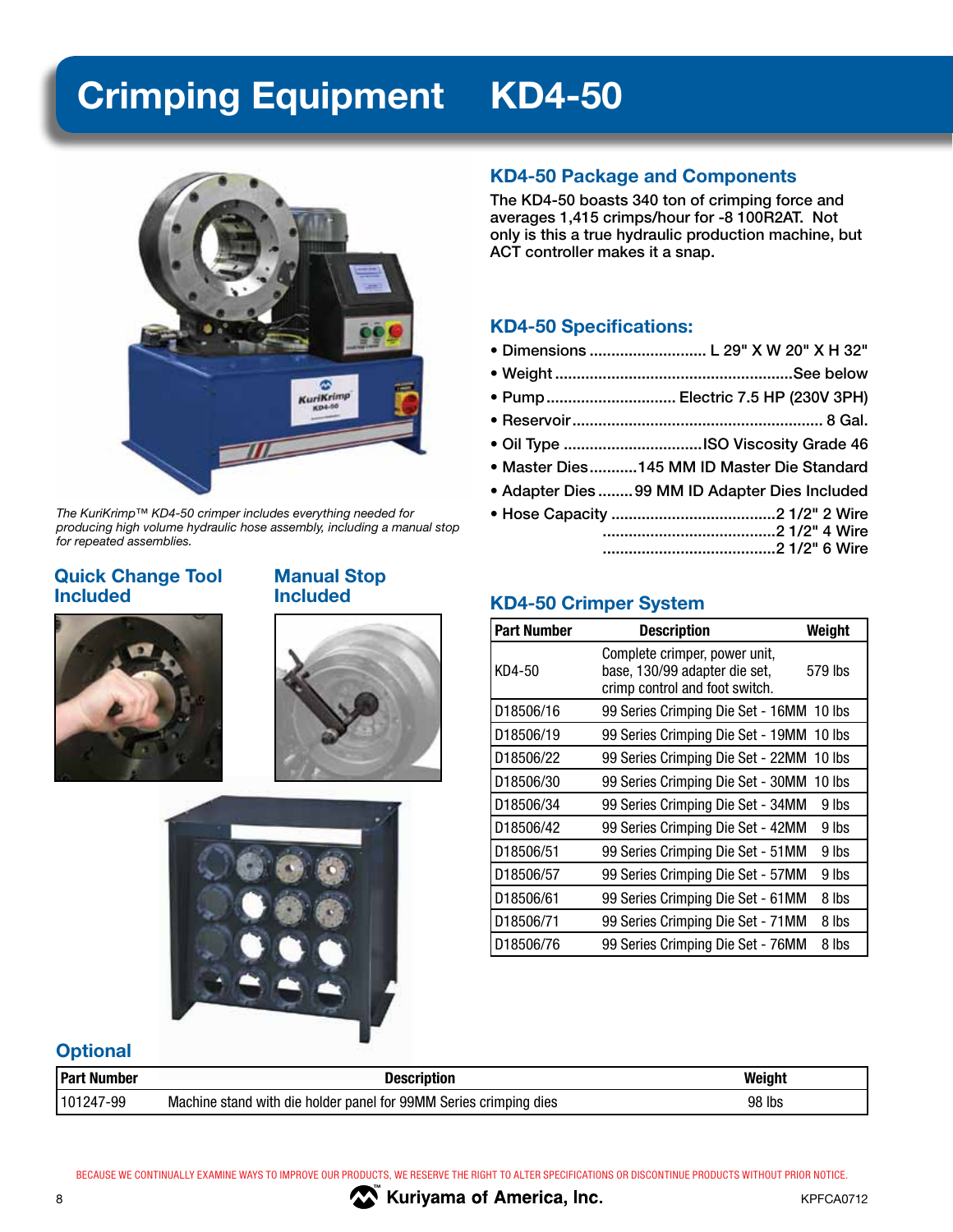# Crimping Equipment KD4-50

*The KuriKrimp™ KD4-50 crimper includes everything needed for producing high volume hydraulic hose assembly, including a manual stop for repeated assemblies.*

## Quick Change Tool Included

## Manual Stop Included

## KD4-50 Package and Components

The KD4-50 boasts 340 ton of crimping force and averages 1,415 crimps/hour for -8 100R2AT. Not only is this a true hydraulic production machine, but ACT controller makes it a snap.

## KD4-50 Specifications:

- Dimensions .......................... L 29" X W 20" X H 32"
- Weight ...................................................... See below
- Pump ............................. Electric 7.5 HP (230V 3PH)
- Reservoir ......................................................... 8 Gal.
- Oil Type ................................ ISO Viscosity Grade 46
- Master Dies ........... 145 MM ID Master Die Standard
- Adapter Dies ........ 99 MM ID Adapter Dies Included
- Hose Capacity ...................................... 2 1/2" 2 Wire
  ........................................ 2 1/2" 4 Wire
  ........................................ 2 1/2" 6 Wire

## KD4-50 Crimper System

| Part Number | Description | Weight |
|---|---|---|
| KD4-50 | Complete crimper, power unit, base, 130/99 adapter die set, crimp control and foot switch. | 579 lbs |
| D18506/16 | 99 Series Crimping Die Set - 16MM | 10 lbs |
| D18506/19 | 99 Series Crimping Die Set - 19MM | 10 lbs |
| D18506/22 | 99 Series Crimping Die Set - 22MM | 10 lbs |
| D18506/30 | 99 Series Crimping Die Set - 30MM | 10 lbs |
| D18506/34 | 99 Series Crimping Die Set - 34MM | 9 lbs |
| D18506/42 | 99 Series Crimping Die Set - 42MM | 9 lbs |
| D18506/51 | 99 Series Crimping Die Set - 51MM | 9 lbs |
| D18506/57 | 99 Series Crimping Die Set - 57MM | 9 lbs |
| D18506/61 | 99 Series Crimping Die Set - 61MM | 8 lbs |
| D18506/71 | 99 Series Crimping Die Set - 71MM | 8 lbs |
| D18506/76 | 99 Series Crimping Die Set - 76MM | 8 lbs |

## Optional

| Part Number | Description | Weight |
|---|---|---|
| 101247-99 | Machine stand with die holder panel for 99MM Series crimping dies | 98 lbs |

BECAUSE WE CONTINUALLY EXAMINE WAYS TO IMPROVE OUR PRODUCTS, WE RESERVE THE RIGHT TO ALTER SPECIFICATIONS OR DISCONTINUE PRODUCTS WITHOUT PRIOR NOTICE.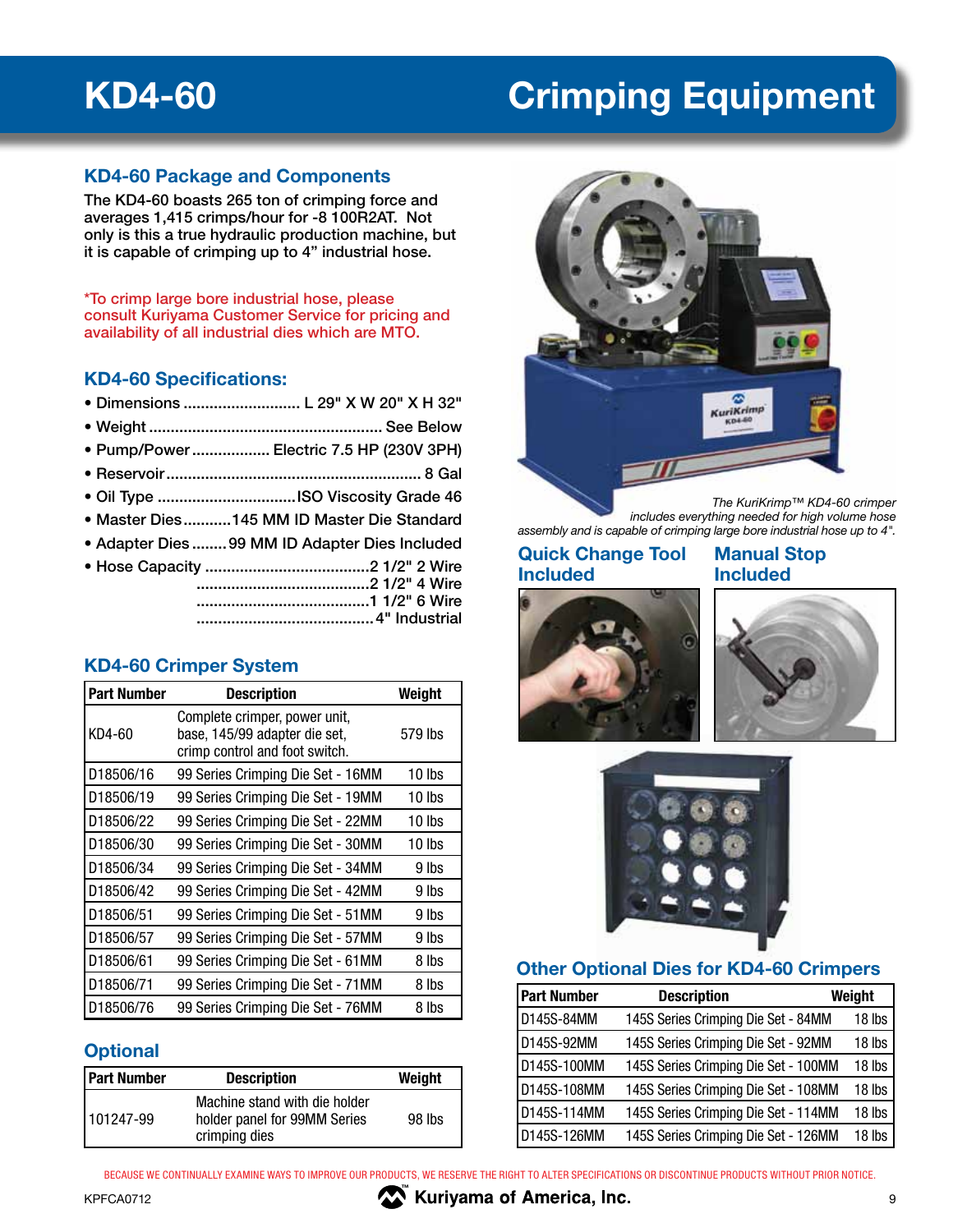# KD4-60 Crimping Equipment

## KD4-60 Package and Components

The KD4-60 boasts 265 ton of crimping force and averages 1,415 crimps/hour for -8 100R2AT. Not only is this a true hydraulic production machine, but it is capable of crimping up to 4" industrial hose.

*To crimp large bore industrial hose, please consult Kuriyama Customer Service for pricing and availability of all industrial dies which are MTO.

## KD4-60 Specifications:

- Dimensions .......................... L 29" X W 20" X H 32"
- Weight .................................................... See Below
- Pump/Power .................. Electric 7.5 HP (230V 3PH)
- Reservoir .......................................................... 8 Gal
- Oil Type ................................ISO Viscosity Grade 46
- Master Dies...........145 MM ID Master Die Standard
- Adapter Dies ........99 MM ID Adapter Dies Included
- Hose Capacity ......................................2 1/2" 2 Wire
  ........................................2 1/2" 4 Wire
  ........................................1 1/2" 6 Wire
  .........................................4" Industrial

## KD4-60 Crimper System

| Part Number | Description | Weight |
|---|---|---|
| KD4-60 | Complete crimper, power unit, base, 145/99 adapter die set, crimp control and foot switch. | 579 lbs |
| D18506/16 | 99 Series Crimping Die Set - 16MM | 10 lbs |
| D18506/19 | 99 Series Crimping Die Set - 19MM | 10 lbs |
| D18506/22 | 99 Series Crimping Die Set - 22MM | 10 lbs |
| D18506/30 | 99 Series Crimping Die Set - 30MM | 10 lbs |
| D18506/34 | 99 Series Crimping Die Set - 34MM | 9 lbs |
| D18506/42 | 99 Series Crimping Die Set - 42MM | 9 lbs |
| D18506/51 | 99 Series Crimping Die Set - 51MM | 9 lbs |
| D18506/57 | 99 Series Crimping Die Set - 57MM | 9 lbs |
| D18506/61 | 99 Series Crimping Die Set - 61MM | 8 lbs |
| D18506/71 | 99 Series Crimping Die Set - 71MM | 8 lbs |
| D18506/76 | 99 Series Crimping Die Set - 76MM | 8 lbs |

## Optional

| Part Number | Description | Weight |
|---|---|---|
| 101247-99 | Machine stand with die holder holder panel for 99MM Series crimping dies | 98 lbs |

*The KuriKrimp™ KD4-60 crimper includes everything needed for high volume hose assembly and is capable of crimping large bore industrial hose up to 4".*

## Quick Change Tool Included

## Manual Stop Included

## Other Optional Dies for KD4-60 Crimpers

| Part Number | Description | Weight |
|---|---|---|
| D145S-84MM | 145S Series Crimping Die Set - 84MM | 18 lbs |
| D145S-92MM | 145S Series Crimping Die Set - 92MM | 18 lbs |
| D145S-100MM | 145S Series Crimping Die Set - 100MM | 18 lbs |
| D145S-108MM | 145S Series Crimping Die Set - 108MM | 18 lbs |
| D145S-114MM | 145S Series Crimping Die Set - 114MM | 18 lbs |
| D145S-126MM | 145S Series Crimping Die Set - 126MM | 18 lbs |

BECAUSE WE CONTINUALLY EXAMINE WAYS TO IMPROVE OUR PRODUCTS, WE RESERVE THE RIGHT TO ALTER SPECIFICATIONS OR DISCONTINUE PRODUCTS WITHOUT PRIOR NOTICE.

KPFCA0712 Kuriyama of America, Inc.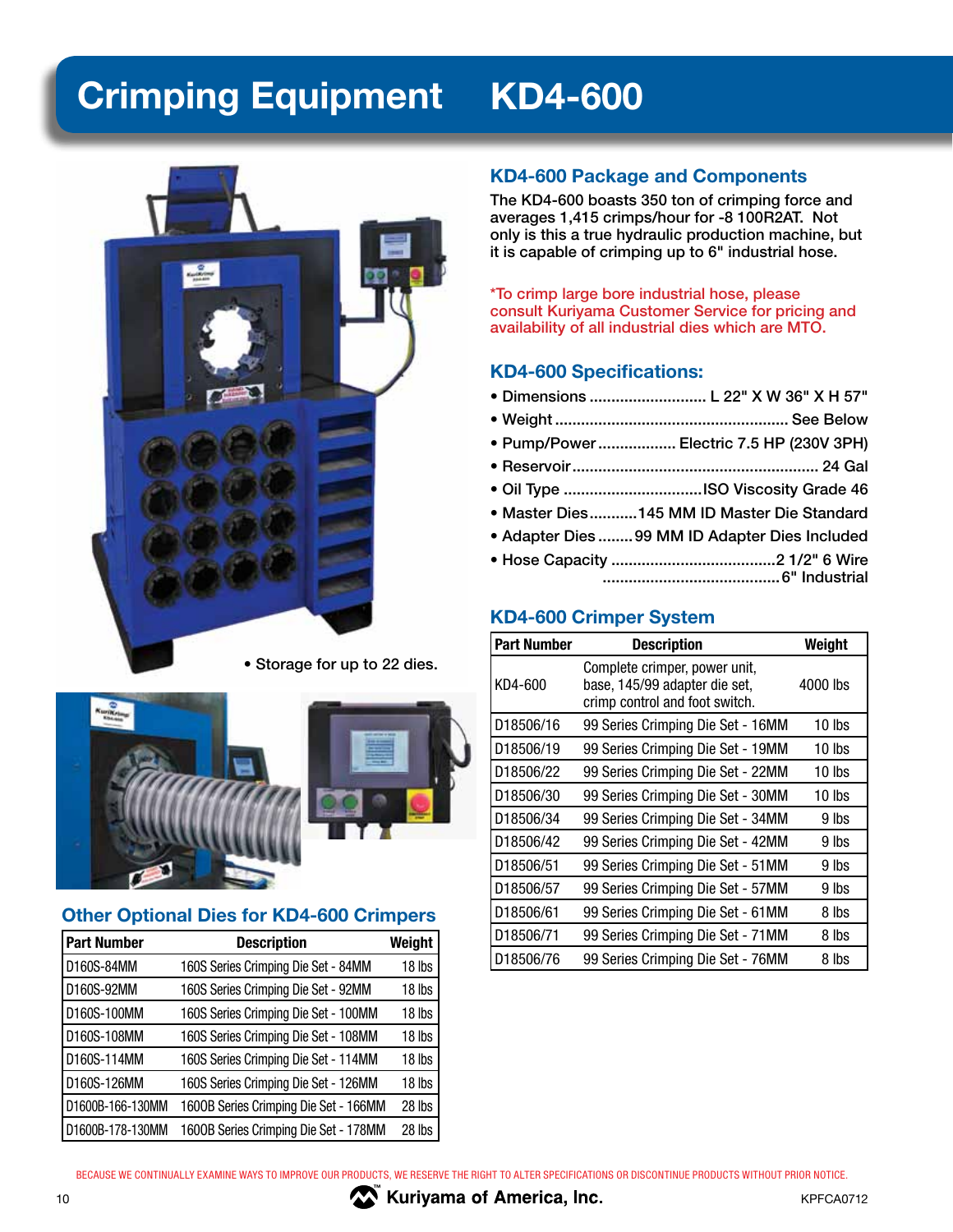# Crimping Equipment KD4-600

## KD4-600 Package and Components

The KD4-600 boasts 350 ton of crimping force and averages 1,415 crimps/hour for -8 100R2AT. Not only is this a true hydraulic production machine, but it is capable of crimping up to 6" industrial hose.

*To crimp large bore industrial hose, please consult Kuriyama Customer Service for pricing and availability of all industrial dies which are MTO.

## KD4-600 Specifications:

- Dimensions .......................... L 22" X W 36" X H 57"
- Weight .................................................... See Below
- Pump/Power ................. Electric 7.5 HP (230V 3PH)
- Reservoir ........................................................ 24 Gal
- Oil Type ................................ISO Viscosity Grade 46
- Master Dies...........145 MM ID Master Die Standard
- Adapter Dies ........99 MM ID Adapter Dies Included
- Hose Capacity .....................................2 1/2" 6 Wire
  .........................................6" Industrial

## KD4-600 Crimper System

| Part Number | Description | Weight |
|---|---|---|
| KD4-600 | Complete crimper, power unit, base, 145/99 adapter die set, crimp control and foot switch. | 4000 lbs |
| D18506/16 | 99 Series Crimping Die Set - 16MM | 10 lbs |
| D18506/19 | 99 Series Crimping Die Set - 19MM | 10 lbs |
| D18506/22 | 99 Series Crimping Die Set - 22MM | 10 lbs |
| D18506/30 | 99 Series Crimping Die Set - 30MM | 10 lbs |
| D18506/34 | 99 Series Crimping Die Set - 34MM | 9 lbs |
| D18506/42 | 99 Series Crimping Die Set - 42MM | 9 lbs |
| D18506/51 | 99 Series Crimping Die Set - 51MM | 9 lbs |
| D18506/57 | 99 Series Crimping Die Set - 57MM | 9 lbs |
| D18506/61 | 99 Series Crimping Die Set - 61MM | 8 lbs |
| D18506/71 | 99 Series Crimping Die Set - 71MM | 8 lbs |
| D18506/76 | 99 Series Crimping Die Set - 76MM | 8 lbs |

- Storage for up to 22 dies.

## Other Optional Dies for KD4-600 Crimpers

| Part Number | Description | Weight |
|---|---|---|
| D160S-84MM | 160S Series Crimping Die Set - 84MM | 18 lbs |
| D160S-92MM | 160S Series Crimping Die Set - 92MM | 18 lbs |
| D160S-100MM | 160S Series Crimping Die Set - 100MM | 18 lbs |
| D160S-108MM | 160S Series Crimping Die Set - 108MM | 18 lbs |
| D160S-114MM | 160S Series Crimping Die Set - 114MM | 18 lbs |
| D160S-126MM | 160S Series Crimping Die Set - 126MM | 18 lbs |
| D1600B-166-130MM | 1600B Series Crimping Die Set - 166MM | 28 lbs |
| D1600B-178-130MM | 1600B Series Crimping Die Set - 178MM | 28 lbs |

BECAUSE WE CONTINUALLY EXAMINE WAYS TO IMPROVE OUR PRODUCTS, WE RESERVE THE RIGHT TO ALTER SPECIFICATIONS OR DISCONTINUE PRODUCTS WITHOUT PRIOR NOTICE.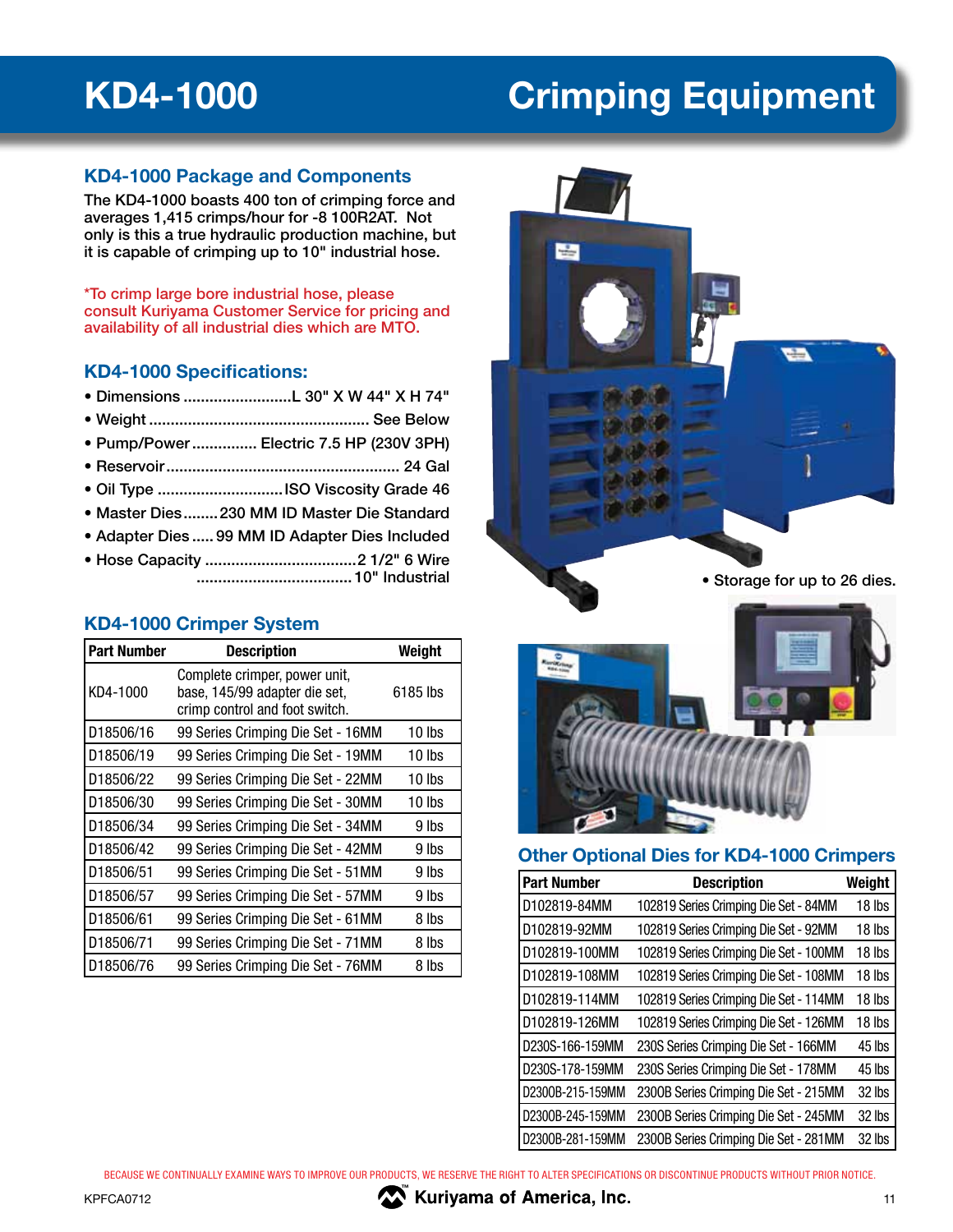# KD4-1000 Crimping Equipment

## KD4-1000 Package and Components

The KD4-1000 boasts 400 ton of crimping force and averages 1,415 crimps/hour for -8 100R2AT. Not only is this a true hydraulic production machine, but it is capable of crimping up to 10" industrial hose.

*To crimp large bore industrial hose, please consult Kuriyama Customer Service for pricing and availability of all industrial dies which are MTO.

## KD4-1000 Specifications:

- Dimensions ........................L 30" X W 44" X H 74"
- Weight .................................................. See Below
- Pump/Power ............... Electric 7.5 HP (230V 3PH)
- Reservoir ..................................................... 24 Gal
- Oil Type .............................ISO Viscosity Grade 46
- Master Dies........230 MM ID Master Die Standard
- Adapter Dies..... 99 MM ID Adapter Dies Included
- Hose Capacity ..................................2 1/2" 6 Wire
  ....................................10" Industrial

- Storage for up to 26 dies.

## KD4-1000 Crimper System

| Part Number | Description | Weight |
|---|---|---|
| KD4-1000 | Complete crimper, power unit, base, 145/99 adapter die set, crimp control and foot switch. | 6185 lbs |
| D18506/16 | 99 Series Crimping Die Set - 16MM | 10 lbs |
| D18506/19 | 99 Series Crimping Die Set - 19MM | 10 lbs |
| D18506/22 | 99 Series Crimping Die Set - 22MM | 10 lbs |
| D18506/30 | 99 Series Crimping Die Set - 30MM | 10 lbs |
| D18506/34 | 99 Series Crimping Die Set - 34MM | 9 lbs |
| D18506/42 | 99 Series Crimping Die Set - 42MM | 9 lbs |
| D18506/51 | 99 Series Crimping Die Set - 51MM | 9 lbs |
| D18506/57 | 99 Series Crimping Die Set - 57MM | 9 lbs |
| D18506/61 | 99 Series Crimping Die Set - 61MM | 8 lbs |
| D18506/71 | 99 Series Crimping Die Set - 71MM | 8 lbs |
| D18506/76 | 99 Series Crimping Die Set - 76MM | 8 lbs |

## Other Optional Dies for KD4-1000 Crimpers

| Part Number | Description | Weight |
|---|---|---|
| D102819-84MM | 102819 Series Crimping Die Set - 84MM | 18 lbs |
| D102819-92MM | 102819 Series Crimping Die Set - 92MM | 18 lbs |
| D102819-100MM | 102819 Series Crimping Die Set - 100MM | 18 lbs |
| D102819-108MM | 102819 Series Crimping Die Set - 108MM | 18 lbs |
| D102819-114MM | 102819 Series Crimping Die Set - 114MM | 18 lbs |
| D102819-126MM | 102819 Series Crimping Die Set - 126MM | 18 lbs |
| D230S-166-159MM | 230S Series Crimping Die Set - 166MM | 45 lbs |
| D230S-178-159MM | 230S Series Crimping Die Set - 178MM | 45 lbs |
| D2300B-215-159MM | 2300B Series Crimping Die Set - 215MM | 32 lbs |
| D2300B-245-159MM | 2300B Series Crimping Die Set - 245MM | 32 lbs |
| D2300B-281-159MM | 2300B Series Crimping Die Set - 281MM | 32 lbs |

BECAUSE WE CONTINUALLY EXAMINE WAYS TO IMPROVE OUR PRODUCTS, WE RESERVE THE RIGHT TO ALTER SPECIFICATIONS OR DISCONTINUE PRODUCTS WITHOUT PRIOR NOTICE.

KPFCA0712 Kuriyama of America, Inc.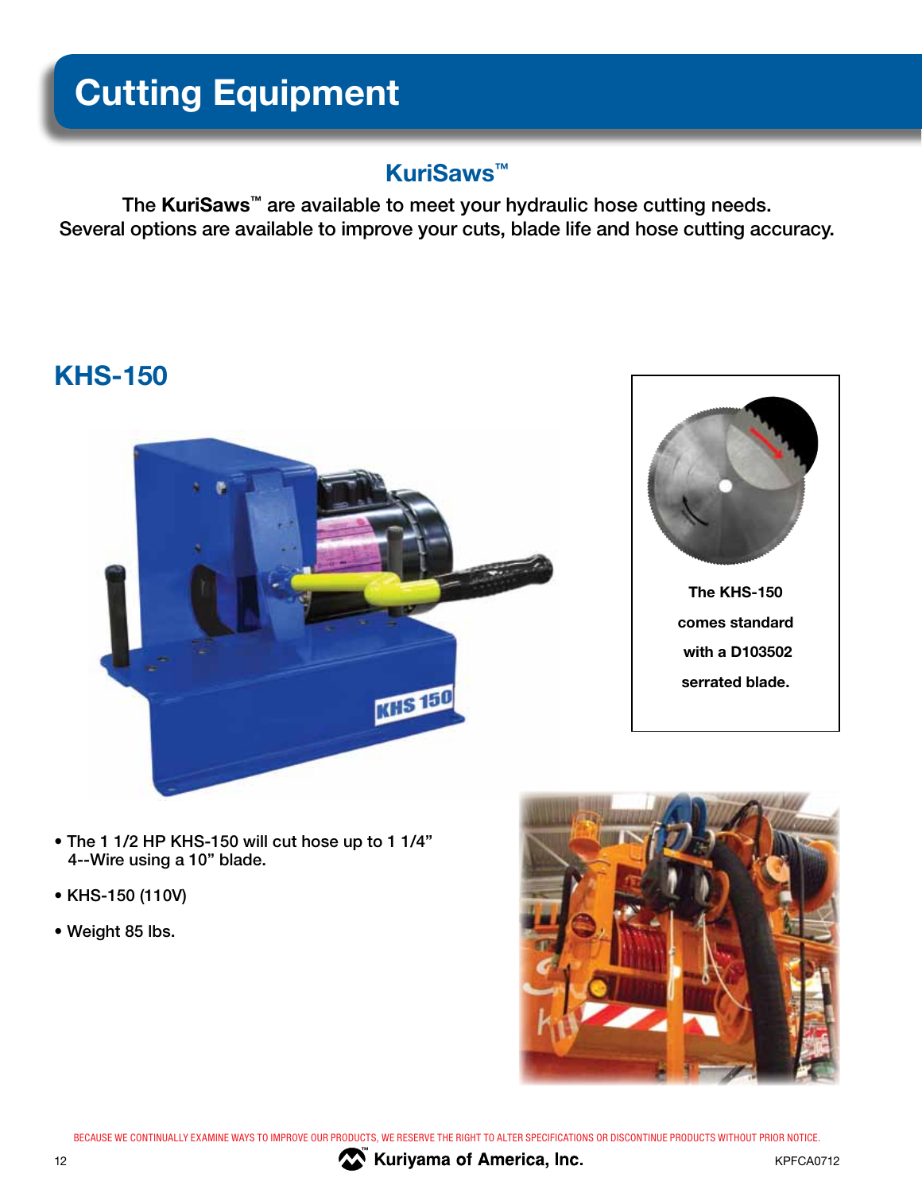# Cutting Equipment

## KuriSaws™

The **KuriSaws™** are available to meet your hydraulic hose cutting needs. Several options are available to improve your cuts, blade life and hose cutting accuracy.

## KHS-150

**The KHS-150 comes standard with a D103502 serrated blade.**

- The 1 1/2 HP KHS-150 will cut hose up to 1 1/4” 4--Wire using a 10” blade.
- KHS-150 (110V)
- Weight 85 lbs.

BECAUSE WE CONTINUALLY EXAMINE WAYS TO IMPROVE OUR PRODUCTS, WE RESERVE THE RIGHT TO ALTER SPECIFICATIONS OR DISCONTINUE PRODUCTS WITHOUT PRIOR NOTICE.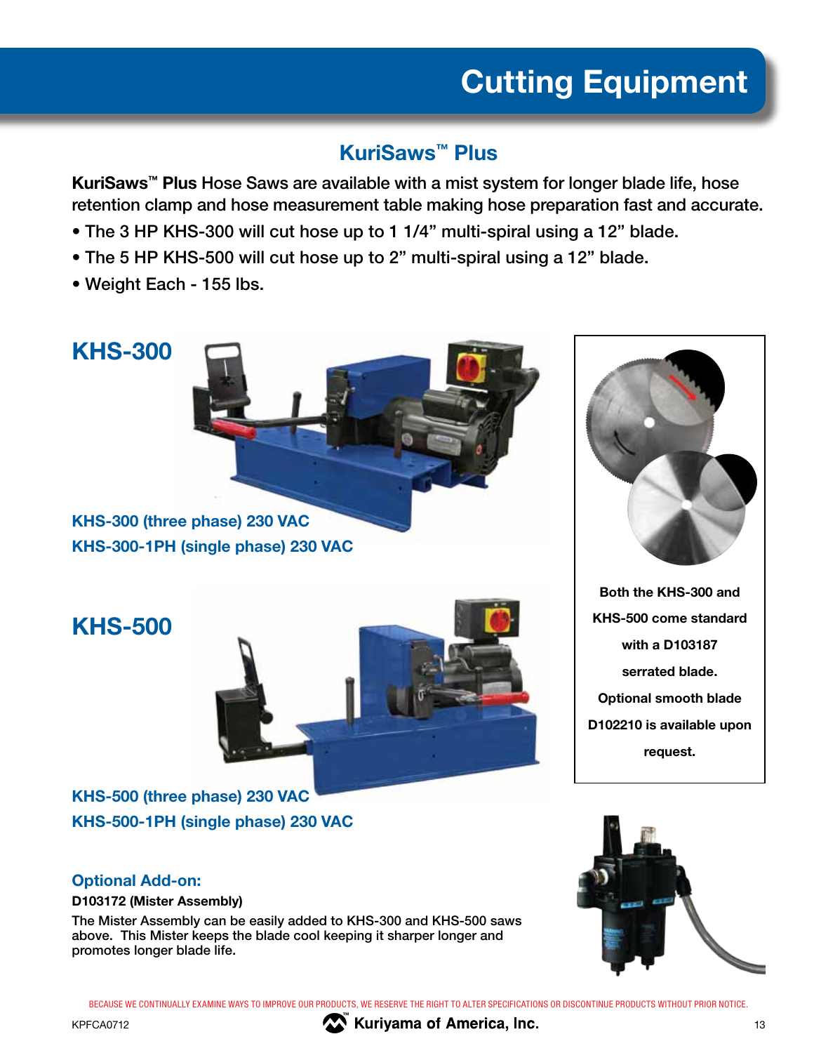# Cutting Equipment

## KuriSaws™ Plus

**KuriSaws™ Plus** Hose Saws are available with a mist system for longer blade life, hose retention clamp and hose measurement table making hose preparation fast and accurate.

- The 3 HP KHS-300 will cut hose up to 1 1/4" multi-spiral using a 12" blade.
- The 5 HP KHS-500 will cut hose up to 2" multi-spiral using a 12" blade.
- Weight Each - 155 lbs.

### KHS-300

**KHS-300 (three phase) 230 VAC**

**KHS-300-1PH (single phase) 230 VAC**

### KHS-500

**KHS-500 (three phase) 230 VAC**

**KHS-500-1PH (single phase) 230 VAC**

**Both the KHS-300 and KHS-500 come standard with a D103187 serrated blade. Optional smooth blade D102210 is available upon request.**

### Optional Add-on:

**D103172 (Mister Assembly)**

The Mister Assembly can be easily added to KHS-300 and KHS-500 saws above. This Mister keeps the blade cool keeping it sharper longer and promotes longer blade life.

BECAUSE WE CONTINUALLY EXAMINE WAYS TO IMPROVE OUR PRODUCTS, WE RESERVE THE RIGHT TO ALTER SPECIFICATIONS OR DISCONTINUE PRODUCTS WITHOUT PRIOR NOTICE.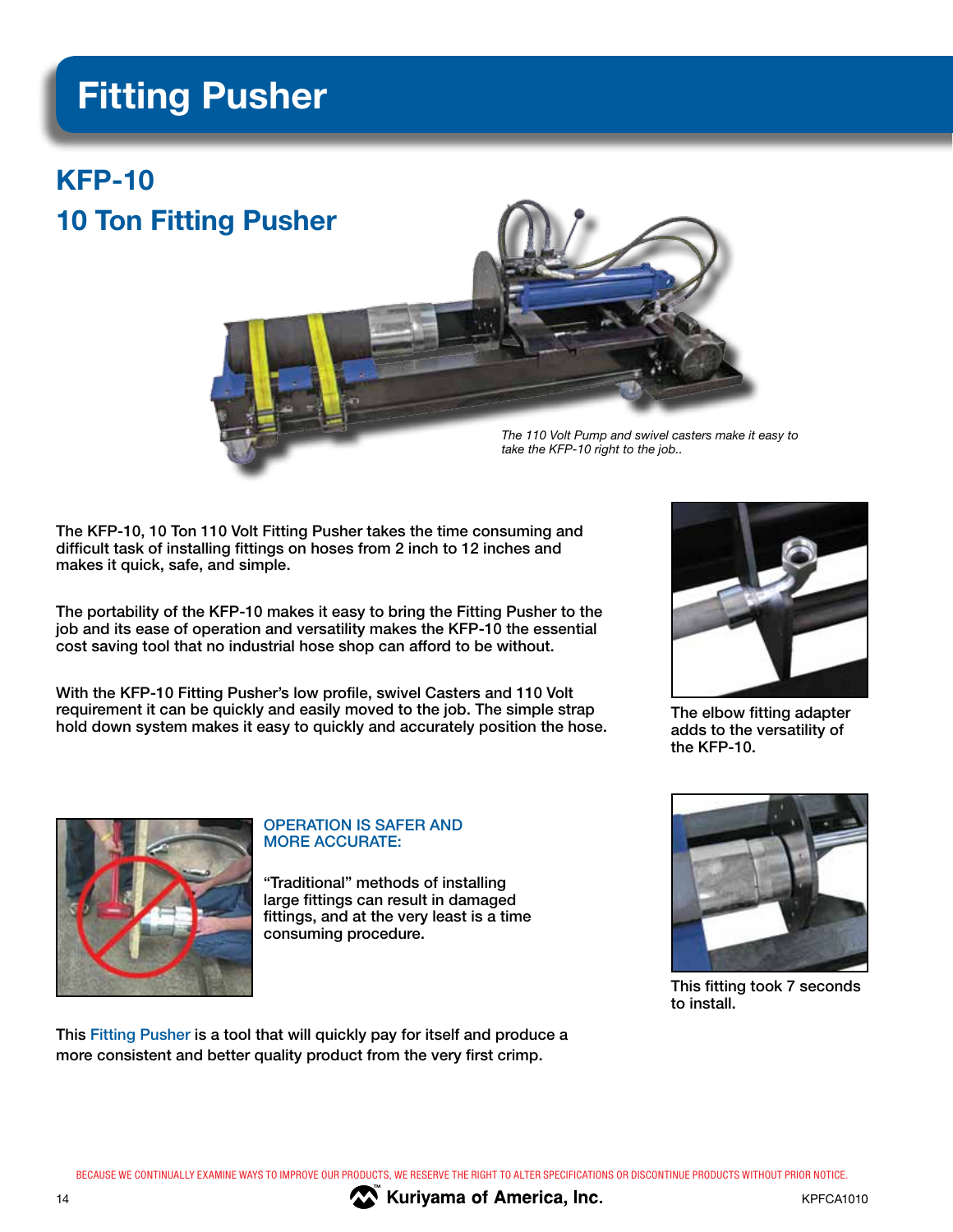# Fitting Pusher

## KFP-10

## 10 Ton Fitting Pusher

*The 110 Volt Pump and swivel casters make it easy to take the KFP-10 right to the job..*

The KFP-10, 10 Ton 110 Volt Fitting Pusher takes the time consuming and difficult task of installing fittings on hoses from 2 inch to 12 inches and makes it quick, safe, and simple.

The portability of the KFP-10 makes it easy to bring the Fitting Pusher to the job and its ease of operation and versatility makes the KFP-10 the essential cost saving tool that no industrial hose shop can afford to be without.

With the KFP-10 Fitting Pusher's low profile, swivel Casters and 110 Volt requirement it can be quickly and easily moved to the job. The simple strap hold down system makes it easy to quickly and accurately position the hose.

The elbow fitting adapter adds to the versatility of the KFP-10.

### OPERATION IS SAFER AND MORE ACCURATE:

"Traditional" methods of installing large fittings can result in damaged fittings, and at the very least is a time consuming procedure.

This fitting took 7 seconds to install.

This Fitting Pusher is a tool that will quickly pay for itself and produce a more consistent and better quality product from the very first crimp.

BECAUSE WE CONTINUALLY EXAMINE WAYS TO IMPROVE OUR PRODUCTS, WE RESERVE THE RIGHT TO ALTER SPECIFICATIONS OR DISCONTINUE PRODUCTS WITHOUT PRIOR NOTICE.

Kuriyama of America, Inc.

KPFCA1010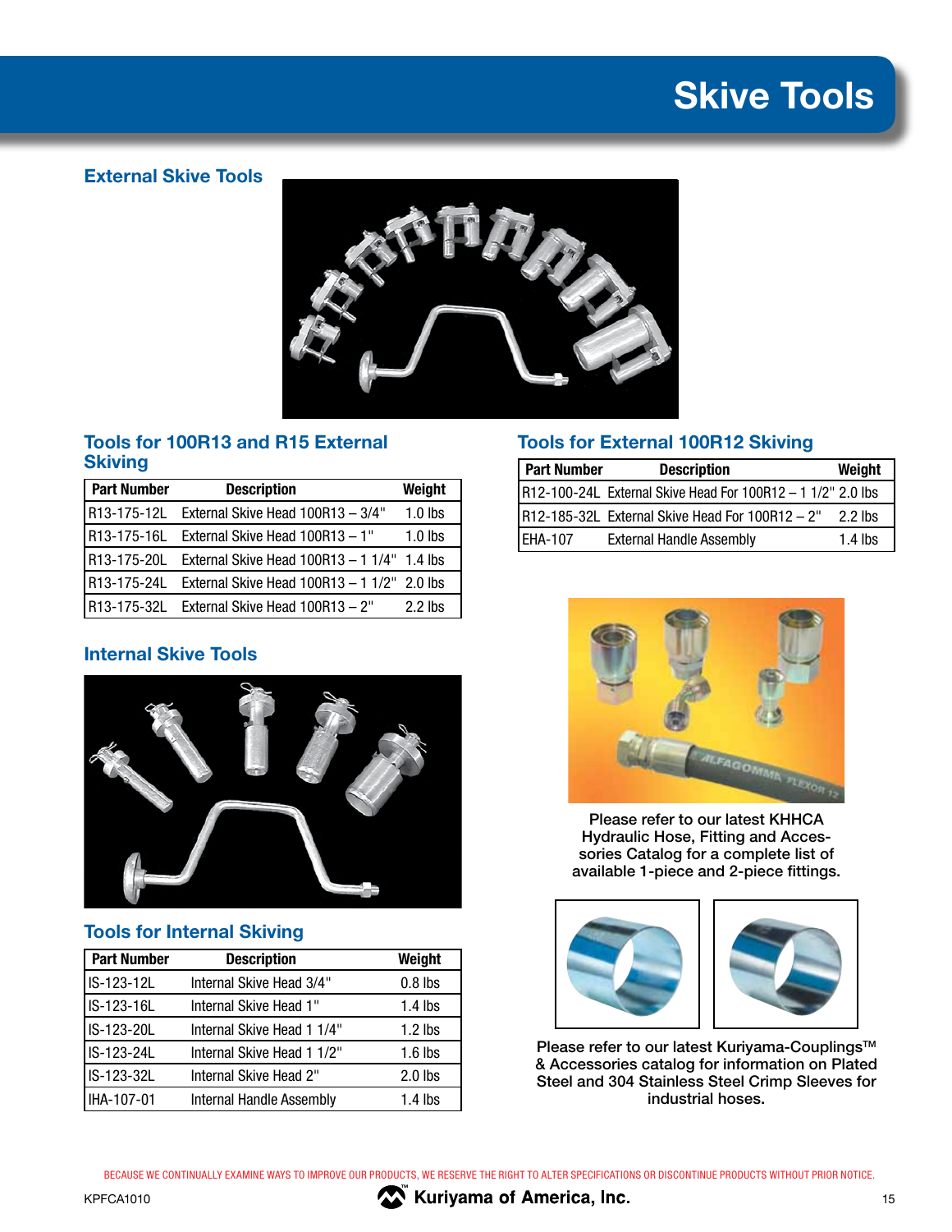# Skive Tools

## External Skive Tools

### Tools for 100R13 and R15 External Skiving

| Part Number | Description | Weight |
|---|---|---|
| R13-175-12L | External Skive Head 100R13 – 3/4" | 1.0 lbs |
| R13-175-16L | External Skive Head 100R13 – 1" | 1.0 lbs |
| R13-175-20L | External Skive Head 100R13 – 1 1/4" | 1.4 lbs |
| R13-175-24L | External Skive Head 100R13 – 1 1/2" | 2.0 lbs |
| R13-175-32L | External Skive Head 100R13 – 2" | 2.2 lbs |

### Tools for External 100R12 Skiving

| Part Number | Description | Weight |
|---|---|---|
| R12-100-24L | External Skive Head For 100R12 – 1 1/2" | 2.0 lbs |
| R12-185-32L | External Skive Head For 100R12 – 2" | 2.2 lbs |
| EHA-107 | External Handle Assembly | 1.4 lbs |

## Internal Skive Tools

### Tools for Internal Skiving

| Part Number | Description | Weight |
|---|---|---|
| IS-123-12L | Internal Skive Head 3/4" | 0.8 lbs |
| IS-123-16L | Internal Skive Head 1" | 1.4 lbs |
| IS-123-20L | Internal Skive Head 1 1/4" | 1.2 lbs |
| IS-123-24L | Internal Skive Head 1 1/2" | 1.6 lbs |
| IS-123-32L | Internal Skive Head 2" | 2.0 lbs |
| IHA-107-01 | Internal Handle Assembly | 1.4 lbs |

Please refer to our latest KHHCA Hydraulic Hose, Fitting and Accessories Catalog for a complete list of available 1-piece and 2-piece fittings.

Please refer to our latest Kuriyama-Couplings™ & Accessories catalog for information on Plated Steel and 304 Stainless Steel Crimp Sleeves for industrial hoses.

BECAUSE WE CONTINUALLY EXAMINE WAYS TO IMPROVE OUR PRODUCTS, WE RESERVE THE RIGHT TO ALTER SPECIFICATIONS OR DISCONTINUE PRODUCTS WITHOUT PRIOR NOTICE.

KPFCA1010 Kuriyama of America, Inc.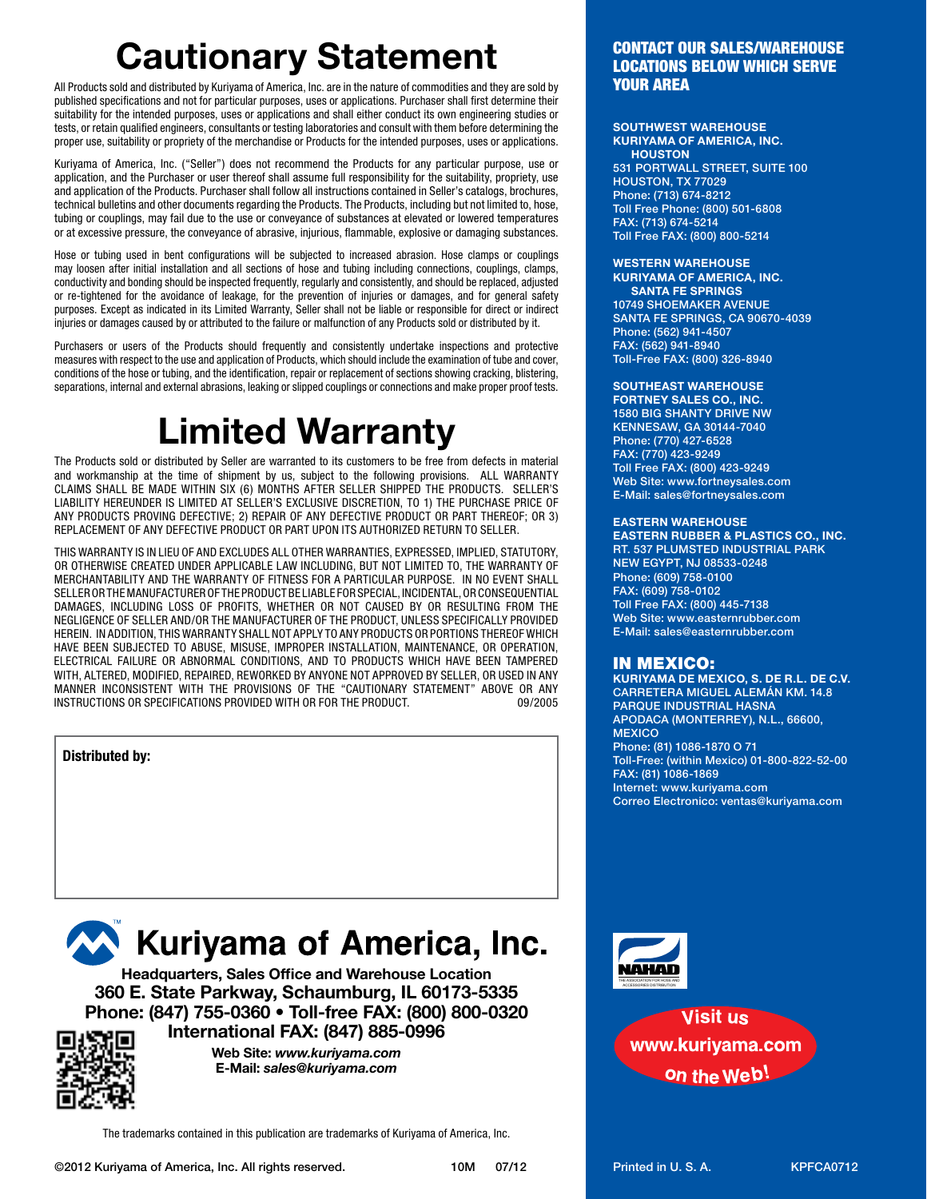# Cautionary Statement

All Products sold and distributed by Kuriyama of America, Inc. are in the nature of commodities and they are sold by published specifications and not for particular purposes, uses or applications. Purchaser shall first determine their suitability for the intended purposes, uses or applications and shall either conduct its own engineering studies or tests, or retain qualified engineers, consultants or testing laboratories and consult with them before determining the proper use, suitability or propriety of the merchandise or Products for the intended purposes, uses or applications.

Kuriyama of America, Inc. ("Seller") does not recommend the Products for any particular purpose, use or application, and the Purchaser or user thereof shall assume full responsibility for the suitability, propriety, use and application of the Products. Purchaser shall follow all instructions contained in Seller's catalogs, brochures, technical bulletins and other documents regarding the Products. The Products, including but not limited to, hose, tubing or couplings, may fail due to the use or conveyance of substances at elevated or lowered temperatures or at excessive pressure, the conveyance of abrasive, injurious, flammable, explosive or damaging substances.

Hose or tubing used in bent configurations will be subjected to increased abrasion. Hose clamps or couplings may loosen after initial installation and all sections of hose and tubing including connections, couplings, clamps, conductivity and bonding should be inspected frequently, regularly and consistently, and should be replaced, adjusted or re-tightened for the avoidance of leakage, for the prevention of injuries or damages, and for general safety purposes. Except as indicated in its Limited Warranty, Seller shall not be liable or responsible for direct or indirect injuries or damages caused by or attributed to the failure or malfunction of any Products sold or distributed by it.

Purchasers or users of the Products should frequently and consistently undertake inspections and protective measures with respect to the use and application of Products, which should include the examination of tube and cover, conditions of the hose or tubing, and the identification, repair or replacement of sections showing cracking, blistering, separations, internal and external abrasions, leaking or slipped couplings or connections and make proper proof tests.

# Limited Warranty

The Products sold or distributed by Seller are warranted to its customers to be free from defects in material and workmanship at the time of shipment by us, subject to the following provisions. ALL WARRANTY CLAIMS SHALL BE MADE WITHIN SIX (6) MONTHS AFTER SELLER SHIPPED THE PRODUCTS. SELLER'S LIABILITY HEREUNDER IS LIMITED AT SELLER'S EXCLUSIVE DISCRETION, TO 1) THE PURCHASE PRICE OF ANY PRODUCTS PROVING DEFECTIVE; 2) REPAIR OF ANY DEFECTIVE PRODUCT OR PART THEREOF; OR 3) REPLACEMENT OF ANY DEFECTIVE PRODUCT OR PART UPON ITS AUTHORIZED RETURN TO SELLER.

THIS WARRANTY IS IN LIEU OF AND EXCLUDES ALL OTHER WARRANTIES, EXPRESSED, IMPLIED, STATUTORY, OR OTHERWISE CREATED UNDER APPLICABLE LAW INCLUDING, BUT NOT LIMITED TO, THE WARRANTY OF MERCHANTABILITY AND THE WARRANTY OF FITNESS FOR A PARTICULAR PURPOSE. IN NO EVENT SHALL SELLER OR THE MANUFACTURER OF THE PRODUCT BE LIABLE FOR SPECIAL, INCIDENTAL, OR CONSEQUENTIAL DAMAGES, INCLUDING LOSS OF PROFITS, WHETHER OR NOT CAUSED BY OR RESULTING FROM THE NEGLIGENCE OF SELLER AND/OR THE MANUFACTURER OF THE PRODUCT, UNLESS SPECIFICALLY PROVIDED HEREIN. IN ADDITION, THIS WARRANTY SHALL NOT APPLY TO ANY PRODUCTS OR PORTIONS THEREOF WHICH HAVE BEEN SUBJECTED TO ABUSE, MISUSE, IMPROPER INSTALLATION, MAINTENANCE, OR OPERATION, ELECTRICAL FAILURE OR ABNORMAL CONDITIONS, AND TO PRODUCTS WHICH HAVE BEEN TAMPERED WITH, ALTERED, MODIFIED, REPAIRED, REWORKED BY ANYONE NOT APPROVED BY SELLER, OR USED IN ANY MANNER INCONSISTENT WITH THE PROVISIONS OF THE "CAUTIONARY STATEMENT" ABOVE OR ANY INSTRUCTIONS OR SPECIFICATIONS PROVIDED WITH OR FOR THE PRODUCT. 09/2005

**Distributed by:**

# Kuriyama of America, Inc.

**Headquarters, Sales Office and Warehouse Location**
**360 E. State Parkway, Schaumburg, IL 60173-5335**
**Phone: (847) 755-0360 • Toll-free FAX: (800) 800-0320**
**International FAX: (847) 885-0996**

**Web Site:** ***www.kuriyama.com***
**E-Mail:** ***sales@kuriyama.com***

The trademarks contained in this publication are trademarks of Kuriyama of America, Inc.

©2012 Kuriyama of America, Inc. All rights reserved. 10M 07/12

## CONTACT OUR SALES/WAREHOUSE LOCATIONS BELOW WHICH SERVE YOUR AREA

**SOUTHWEST WAREHOUSE**
**KURIYAMA OF AMERICA, INC.**
**HOUSTON**
531 PORTWALL STREET, SUITE 100
HOUSTON, TX 77029
Phone: (713) 674-8212
Toll Free Phone: (800) 501-6808
FAX: (713) 674-5214
Toll Free FAX: (800) 800-5214

**WESTERN WAREHOUSE**
**KURIYAMA OF AMERICA, INC.**
**SANTA FE SPRINGS**
10749 SHOEMAKER AVENUE
SANTA FE SPRINGS, CA 90670-4039
Phone: (562) 941-4507
FAX: (562) 941-8940
Toll-Free FAX: (800) 326-8940

**SOUTHEAST WAREHOUSE**
**FORTNEY SALES CO., INC.**
1580 BIG SHANTY DRIVE NW
KENNESAW, GA 30144-7040
Phone: (770) 427-6528
FAX: (770) 423-9249
Toll Free FAX: (800) 423-9249
Web Site: www.fortneysales.com
E-Mail: sales@fortneysales.com

**EASTERN WAREHOUSE**
**EASTERN RUBBER & PLASTICS CO., INC.**
RT. 537 PLUMSTED INDUSTRIAL PARK
NEW EGYPT, NJ 08533-0248
Phone: (609) 758-0100
FAX: (609) 758-0102
Toll Free FAX: (800) 445-7138
Web Site: www.easternrubber.com
E-Mail: sales@easternrubber.com

## IN MEXICO:

**KURIYAMA DE MEXICO, S. DE R.L. DE C.V.**
CARRETERA MIGUEL ALEMÁN KM. 14.8
PARQUE INDUSTRIAL HASNA
APODACA (MONTERREY), N.L., 66600, MEXICO
Phone: (81) 1086-1870 O 71
Toll-Free: (within Mexico) 01-800-822-52-00
FAX: (81) 1086-1869
Internet: www.kuriyama.com
Correo Electronico: ventas@kuriyama.com

NAHAD
THE ASSOCIATION FOR HOSE AND ACCESSORIES DISTRIBUTION

Visit us
www.kuriyama.com
on the Web!

Printed in U. S. A. KPFCA0712